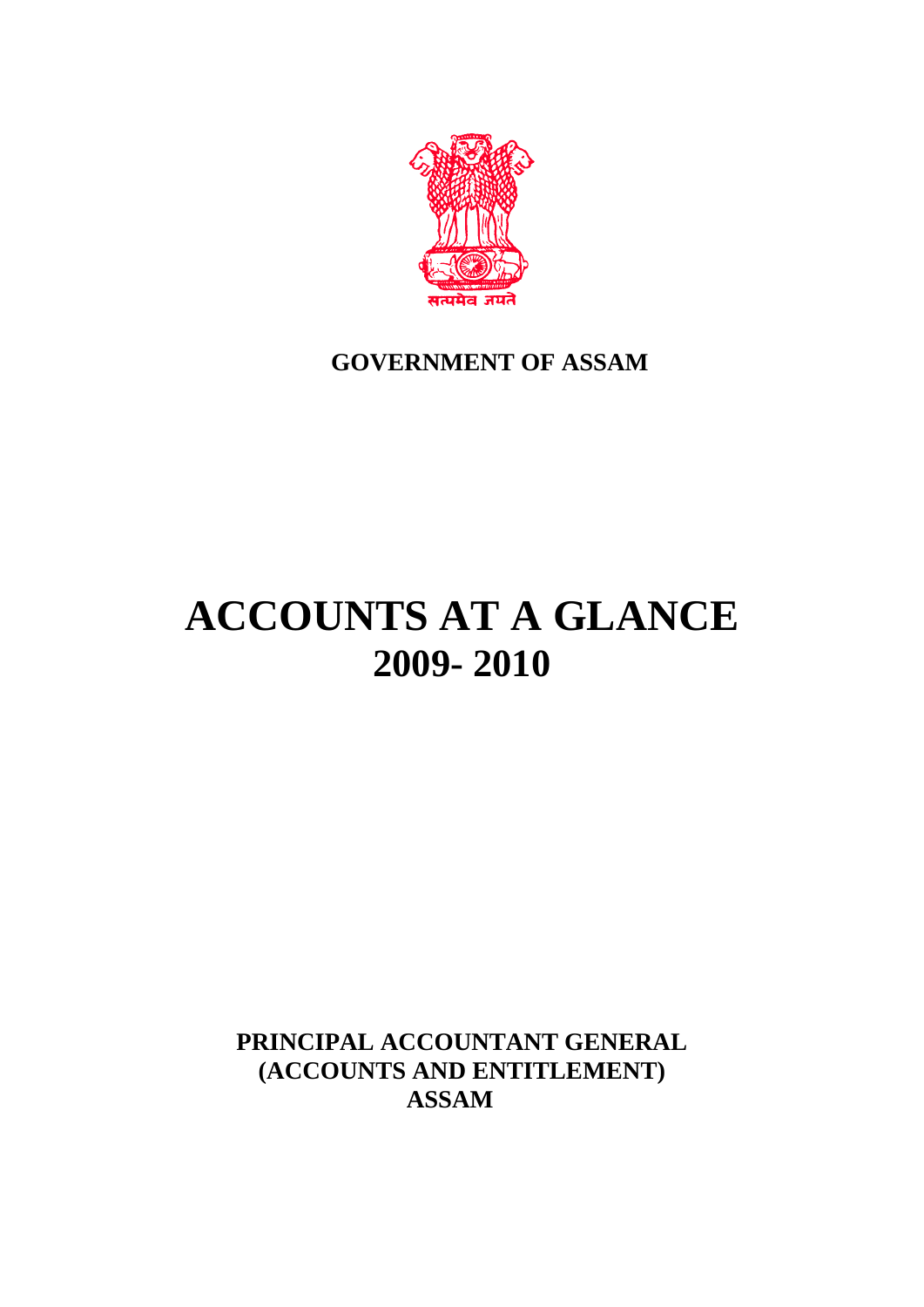सत्यमेव जयते

**GOVERNMENT OF ASSAM**

# ACCOUNTS AT A GLANCE
## 2009- 2010

**PRINCIPAL ACCOUNTANT GENERAL**
**(ACCOUNTS AND ENTITLEMENT)**
**ASSAM**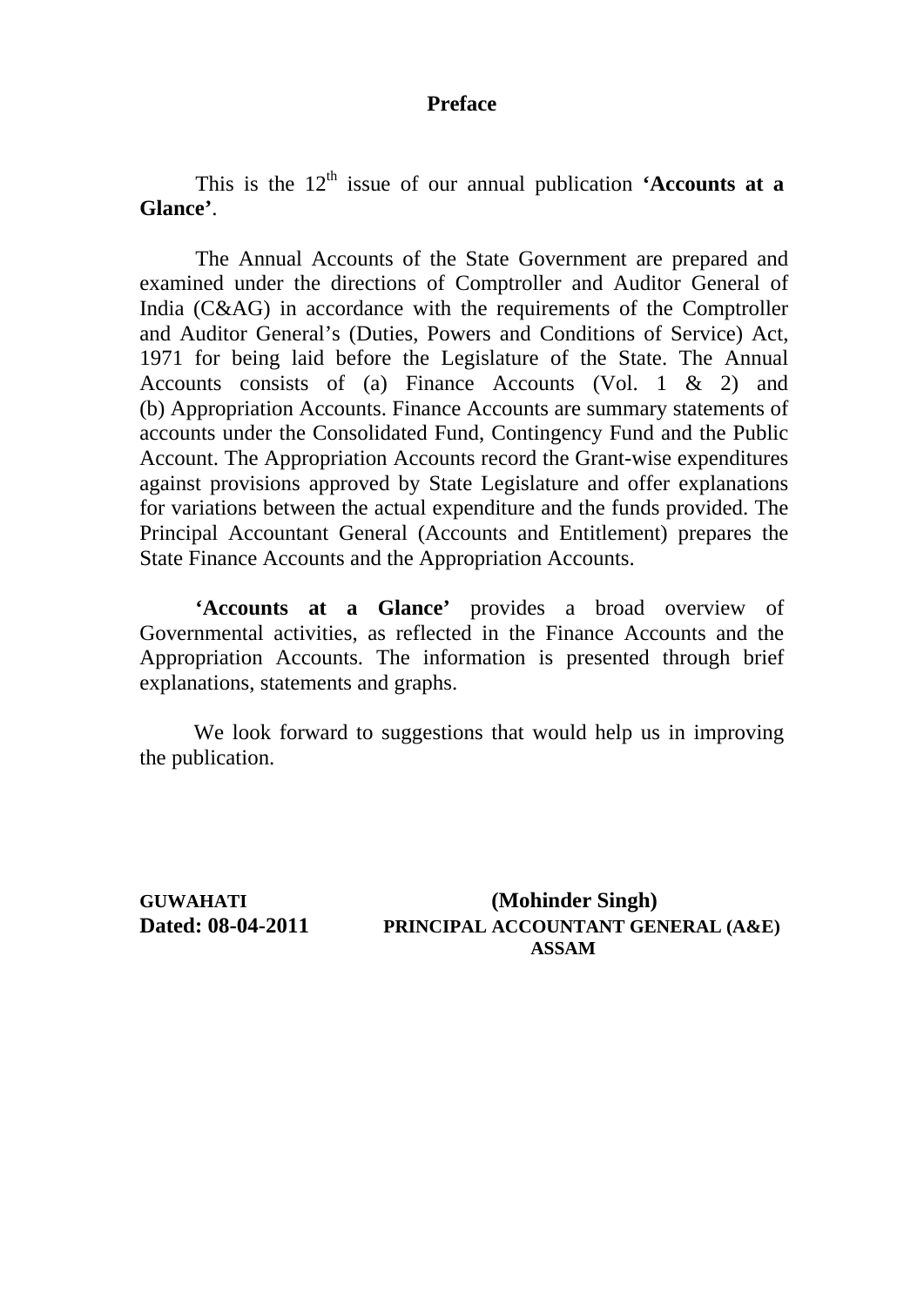# Preface

This is the 12th issue of our annual publication **'Accounts at a Glance'**.

The Annual Accounts of the State Government are prepared and examined under the directions of Comptroller and Auditor General of India (C&AG) in accordance with the requirements of the Comptroller and Auditor General's (Duties, Powers and Conditions of Service) Act, 1971 for being laid before the Legislature of the State. The Annual Accounts consists of (a) Finance Accounts (Vol. 1 & 2) and (b) Appropriation Accounts. Finance Accounts are summary statements of accounts under the Consolidated Fund, Contingency Fund and the Public Account. The Appropriation Accounts record the Grant-wise expenditures against provisions approved by State Legislature and offer explanations for variations between the actual expenditure and the funds provided. The Principal Accountant General (Accounts and Entitlement) prepares the State Finance Accounts and the Appropriation Accounts.

**'Accounts at a Glance'** provides a broad overview of Governmental activities, as reflected in the Finance Accounts and the Appropriation Accounts. The information is presented through brief explanations, statements and graphs.

We look forward to suggestions that would help us in improving the publication.

**GUWAHATI**
**Dated: 08-04-2011**

**(Mohinder Singh)**
**PRINCIPAL ACCOUNTANT GENERAL (A&E)**
**ASSAM**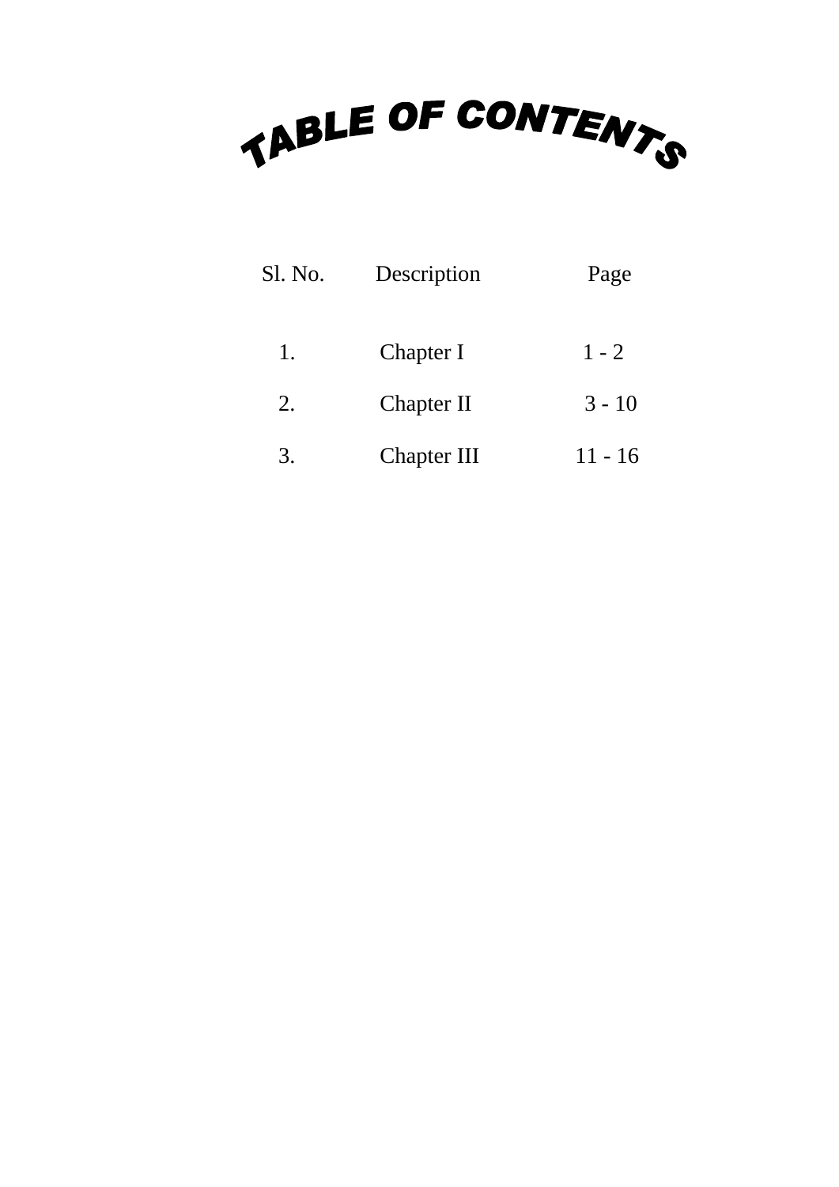# TABLE OF CONTENTS

| Sl. No. | Description | Page |
| --- | --- | --- |
| 1. | Chapter I | 1 - 2 |
| 2. | Chapter II | 3 - 10 |
| 3. | Chapter III | 11 - 16 |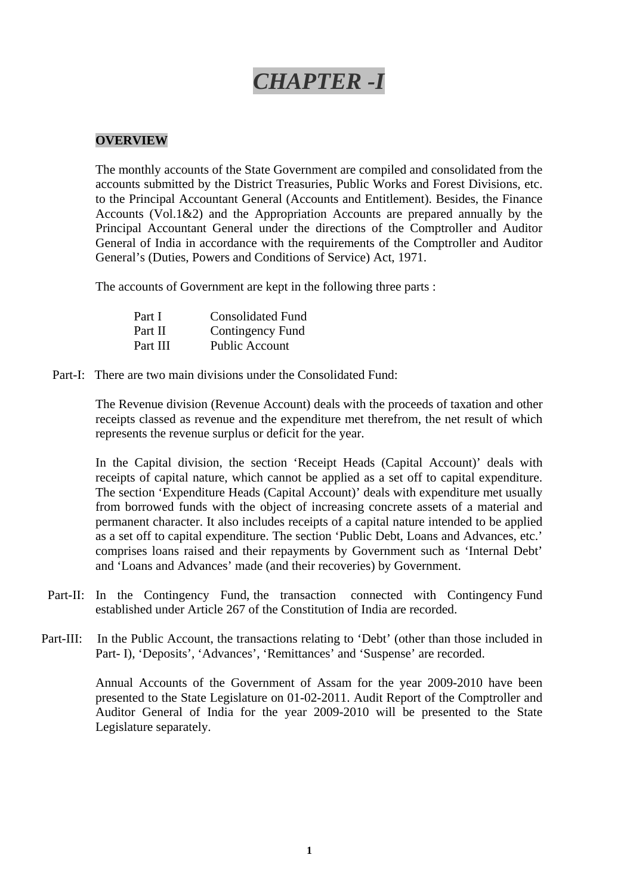# *CHAPTER -I*

**OVERVIEW**

The monthly accounts of the State Government are compiled and consolidated from the accounts submitted by the District Treasuries, Public Works and Forest Divisions, etc. to the Principal Accountant General (Accounts and Entitlement). Besides, the Finance Accounts (Vol.1&2) and the Appropriation Accounts are prepared annually by the Principal Accountant General under the directions of the Comptroller and Auditor General of India in accordance with the requirements of the Comptroller and Auditor General's (Duties, Powers and Conditions of Service) Act, 1971.

The accounts of Government are kept in the following three parts :

| | |
|---|---|
| Part I | Consolidated Fund |
| Part II | Contingency Fund |
| Part III | Public Account |

Part-I: There are two main divisions under the Consolidated Fund:

The Revenue division (Revenue Account) deals with the proceeds of taxation and other receipts classed as revenue and the expenditure met therefrom, the net result of which represents the revenue surplus or deficit for the year.

In the Capital division, the section 'Receipt Heads (Capital Account)' deals with receipts of capital nature, which cannot be applied as a set off to capital expenditure. The section 'Expenditure Heads (Capital Account)' deals with expenditure met usually from borrowed funds with the object of increasing concrete assets of a material and permanent character. It also includes receipts of a capital nature intended to be applied as a set off to capital expenditure. The section 'Public Debt, Loans and Advances, etc.' comprises loans raised and their repayments by Government such as 'Internal Debt' and 'Loans and Advances' made (and their recoveries) by Government.

Part-II: In the Contingency Fund, the transaction connected with Contingency Fund established under Article 267 of the Constitution of India are recorded.

Part-III: In the Public Account, the transactions relating to 'Debt' (other than those included in Part- I), 'Deposits', 'Advances', 'Remittances' and 'Suspense' are recorded.

Annual Accounts of the Government of Assam for the year 2009-2010 have been presented to the State Legislature on 01-02-2011. Audit Report of the Comptroller and Auditor General of India for the year 2009-2010 will be presented to the State Legislature separately.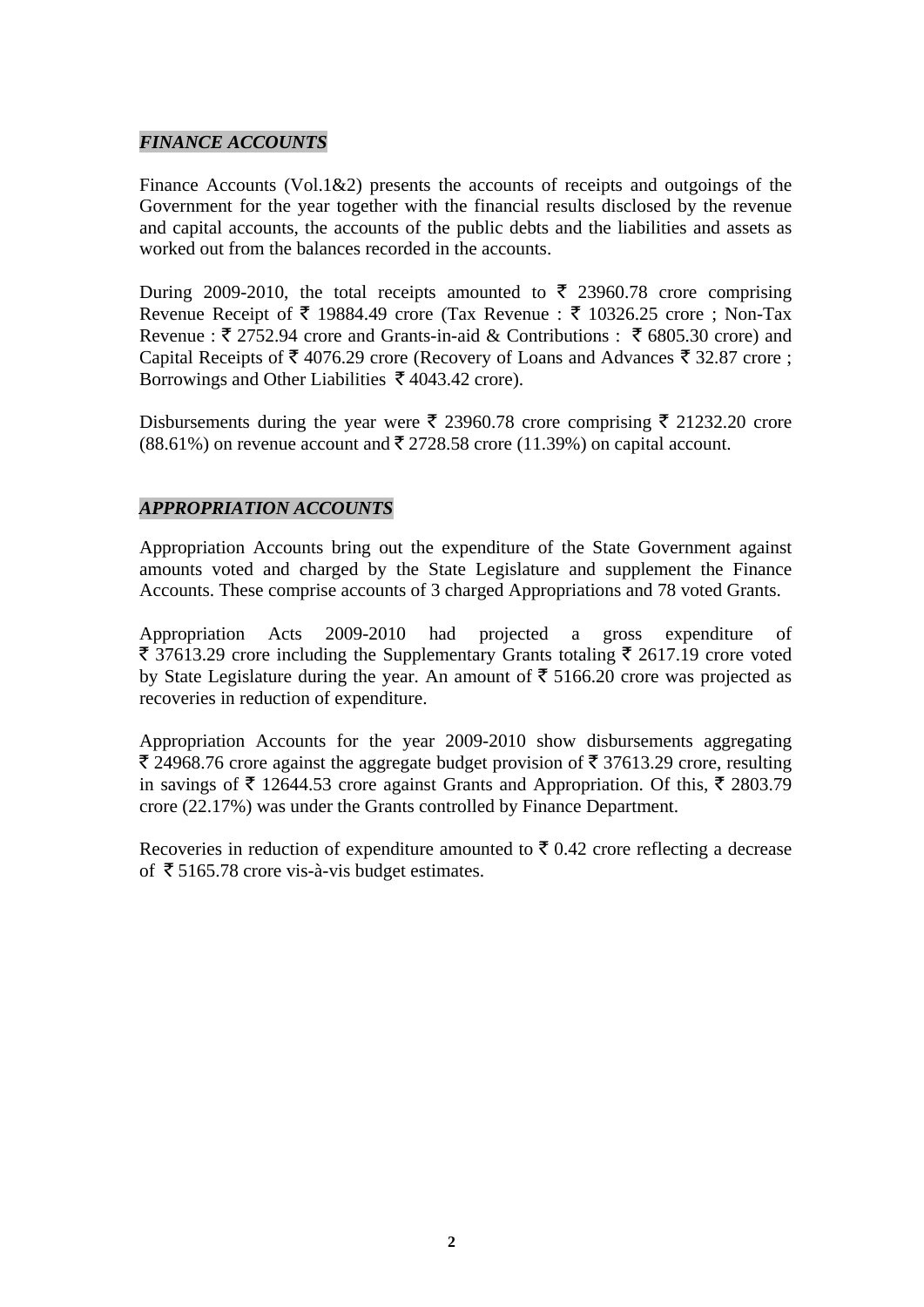## *FINANCE ACCOUNTS*

Finance Accounts (Vol.1&2) presents the accounts of receipts and outgoings of the Government for the year together with the financial results disclosed by the revenue and capital accounts, the accounts of the public debts and the liabilities and assets as worked out from the balances recorded in the accounts.

During 2009-2010, the total receipts amounted to ₹ 23960.78 crore comprising Revenue Receipt of ₹ 19884.49 crore (Tax Revenue : ₹ 10326.25 crore ; Non-Tax Revenue : ₹ 2752.94 crore and Grants-in-aid & Contributions : ₹ 6805.30 crore) and Capital Receipts of ₹ 4076.29 crore (Recovery of Loans and Advances ₹ 32.87 crore ; Borrowings and Other Liabilities ₹ 4043.42 crore).

Disbursements during the year were ₹ 23960.78 crore comprising ₹ 21232.20 crore (88.61%) on revenue account and ₹ 2728.58 crore (11.39%) on capital account.

## *APPROPRIATION ACCOUNTS*

Appropriation Accounts bring out the expenditure of the State Government against amounts voted and charged by the State Legislature and supplement the Finance Accounts. These comprise accounts of 3 charged Appropriations and 78 voted Grants.

Appropriation Acts 2009-2010 had projected a gross expenditure of ₹ 37613.29 crore including the Supplementary Grants totaling ₹ 2617.19 crore voted by State Legislature during the year. An amount of ₹ 5166.20 crore was projected as recoveries in reduction of expenditure.

Appropriation Accounts for the year 2009-2010 show disbursements aggregating ₹ 24968.76 crore against the aggregate budget provision of ₹ 37613.29 crore, resulting in savings of ₹ 12644.53 crore against Grants and Appropriation. Of this, ₹ 2803.79 crore (22.17%) was under the Grants controlled by Finance Department.

Recoveries in reduction of expenditure amounted to ₹ 0.42 crore reflecting a decrease of ₹ 5165.78 crore vis-à-vis budget estimates.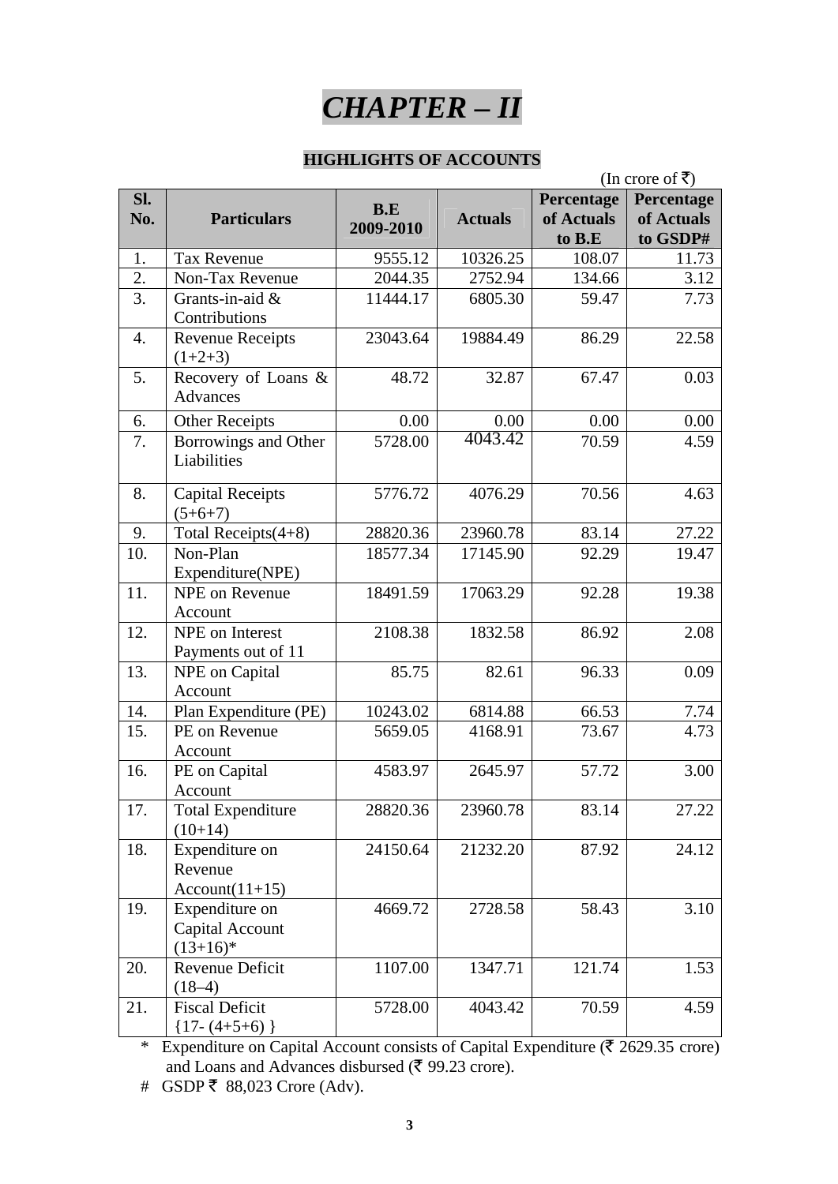# *CHAPTER – II*

## HIGHLIGHTS OF ACCOUNTS

(In crore of ₹)

| Sl. No. | Particulars | B.E 2009-2010 | Actuals | Percentage of Actuals to B.E | Percentage of Actuals to GSDP# |
|---|---|---|---|---|---|
| 1. | Tax Revenue | 9555.12 | 10326.25 | 108.07 | 11.73 |
| 2. | Non-Tax Revenue | 2044.35 | 2752.94 | 134.66 | 3.12 |
| 3. | Grants-in-aid & Contributions | 11444.17 | 6805.30 | 59.47 | 7.73 |
| 4. | Revenue Receipts (1+2+3) | 23043.64 | 19884.49 | 86.29 | 22.58 |
| 5. | Recovery of Loans & Advances | 48.72 | 32.87 | 67.47 | 0.03 |
| 6. | Other Receipts | 0.00 | 0.00 | 0.00 | 0.00 |
| 7. | Borrowings and Other Liabilities | 5728.00 | 4043.42 | 70.59 | 4.59 |
| 8. | Capital Receipts (5+6+7) | 5776.72 | 4076.29 | 70.56 | 4.63 |
| 9. | Total Receipts(4+8) | 28820.36 | 23960.78 | 83.14 | 27.22 |
| 10. | Non-Plan Expenditure(NPE) | 18577.34 | 17145.90 | 92.29 | 19.47 |
| 11. | NPE on Revenue Account | 18491.59 | 17063.29 | 92.28 | 19.38 |
| 12. | NPE on Interest Payments out of 11 | 2108.38 | 1832.58 | 86.92 | 2.08 |
| 13. | NPE on Capital Account | 85.75 | 82.61 | 96.33 | 0.09 |
| 14. | Plan Expenditure (PE) | 10243.02 | 6814.88 | 66.53 | 7.74 |
| 15. | PE on Revenue Account | 5659.05 | 4168.91 | 73.67 | 4.73 |
| 16. | PE on Capital Account | 4583.97 | 2645.97 | 57.72 | 3.00 |
| 17. | Total Expenditure (10+14) | 28820.36 | 23960.78 | 83.14 | 27.22 |
| 18. | Expenditure on Revenue Account(11+15) | 24150.64 | 21232.20 | 87.92 | 24.12 |
| 19. | Expenditure on Capital Account (13+16)* | 4669.72 | 2728.58 | 58.43 | 3.10 |
| 20. | Revenue Deficit (18–4) | 1107.00 | 1347.71 | 121.74 | 1.53 |
| 21. | Fiscal Deficit {17- (4+5+6) } | 5728.00 | 4043.42 | 70.59 | 4.59 |

\* Expenditure on Capital Account consists of Capital Expenditure (₹ 2629.35 crore) and Loans and Advances disbursed (₹ 99.23 crore).

# GSDP ₹ 88,023 Crore (Adv).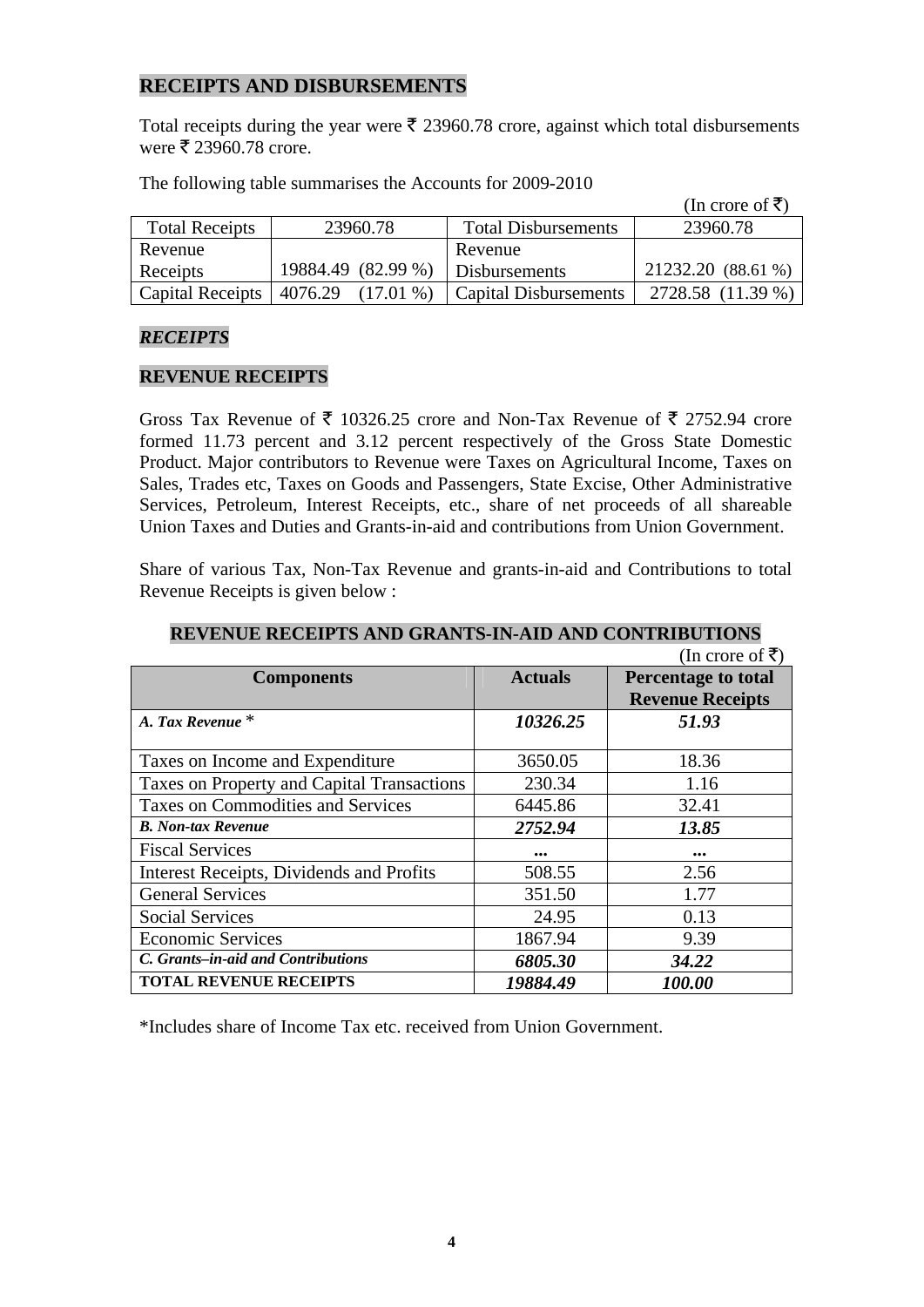## RECEIPTS AND DISBURSEMENTS

Total receipts during the year were ₹ 23960.78 crore, against which total disbursements were ₹ 23960.78 crore.

The following table summarises the Accounts for 2009-2010

(In crore of ₹)

| Total Receipts | 23960.78 | Total Disbursements | 23960.78 |
|---|---|---|---|
| Revenue Receipts | 19884.49 (82.99 %) | Revenue Disbursements | 21232.20 (88.61 %) |
| Capital Receipts | 4076.29 (17.01 %) | Capital Disbursements | 2728.58 (11.39 %) |

### *RECEIPTS*

### REVENUE RECEIPTS

Gross Tax Revenue of ₹ 10326.25 crore and Non-Tax Revenue of ₹ 2752.94 crore formed 11.73 percent and 3.12 percent respectively of the Gross State Domestic Product. Major contributors to Revenue were Taxes on Agricultural Income, Taxes on Sales, Trades etc, Taxes on Goods and Passengers, State Excise, Other Administrative Services, Petroleum, Interest Receipts, etc., share of net proceeds of all shareable Union Taxes and Duties and Grants-in-aid and contributions from Union Government.

Share of various Tax, Non-Tax Revenue and grants-in-aid and Contributions to total Revenue Receipts is given below :

### REVENUE RECEIPTS AND GRANTS-IN-AID AND CONTRIBUTIONS

(In crore of ₹)

| Components | Actuals | Percentage to total Revenue Receipts |
|---|---|---|
| ***A. Tax Revenue**** | ***10326.25*** | ***51.93*** |
| Taxes on Income and Expenditure | 3650.05 | 18.36 |
| Taxes on Property and Capital Transactions | 230.34 | 1.16 |
| Taxes on Commodities and Services | 6445.86 | 32.41 |
| ***B. Non-tax Revenue*** | ***2752.94*** | ***13.85*** |
| Fiscal Services | ... | ... |
| Interest Receipts, Dividends and Profits | 508.55 | 2.56 |
| General Services | 351.50 | 1.77 |
| Social Services | 24.95 | 0.13 |
| Economic Services | 1867.94 | 9.39 |
| ***C. Grants–in-aid and Contributions*** | ***6805.30*** | ***34.22*** |
| **TOTAL REVENUE RECEIPTS** | ***19884.49*** | ***100.00*** |

*Includes share of Income Tax etc. received from Union Government.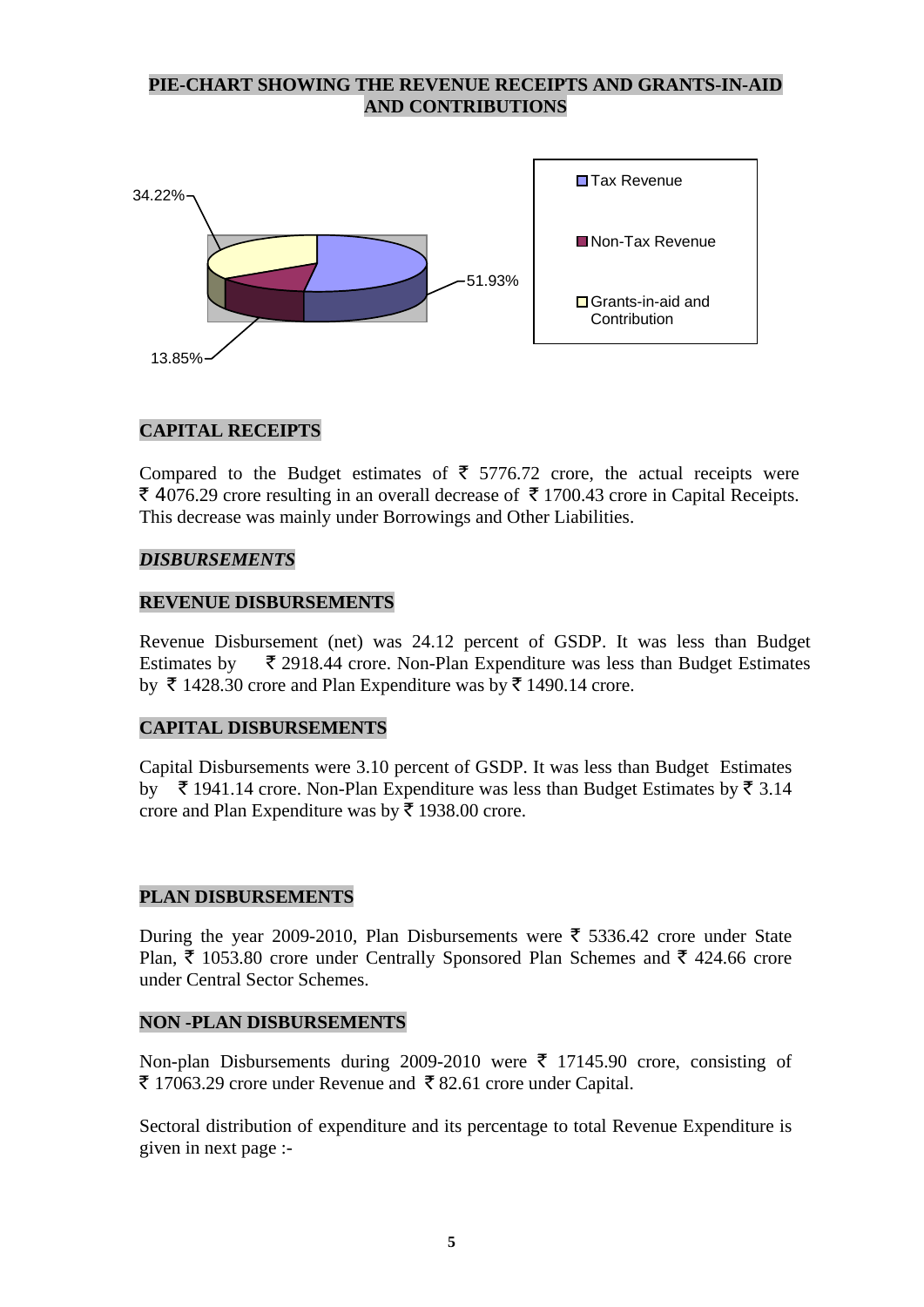## PIE-CHART SHOWING THE REVENUE RECEIPTS AND GRANTS-IN-AID AND CONTRIBUTIONS

34.22%

51.93%

13.85%

- Tax Revenue
- Non-Tax Revenue
- Grants-in-aid and Contribution

## CAPITAL RECEIPTS

Compared to the Budget estimates of ₹ 5776.72 crore, the actual receipts were ₹ 4076.29 crore resulting in an overall decrease of ₹ 1700.43 crore in Capital Receipts. This decrease was mainly under Borrowings and Other Liabilities.

## *DISBURSEMENTS*

## REVENUE DISBURSEMENTS

Revenue Disbursement (net) was 24.12 percent of GSDP. It was less than Budget Estimates by ₹ 2918.44 crore. Non-Plan Expenditure was less than Budget Estimates by ₹ 1428.30 crore and Plan Expenditure was by ₹ 1490.14 crore.

## CAPITAL DISBURSEMENTS

Capital Disbursements were 3.10 percent of GSDP. It was less than Budget Estimates by ₹ 1941.14 crore. Non-Plan Expenditure was less than Budget Estimates by ₹ 3.14 crore and Plan Expenditure was by ₹ 1938.00 crore.

## PLAN DISBURSEMENTS

During the year 2009-2010, Plan Disbursements were ₹ 5336.42 crore under State Plan, ₹ 1053.80 crore under Centrally Sponsored Plan Schemes and ₹ 424.66 crore under Central Sector Schemes.

## NON -PLAN DISBURSEMENTS

Non-plan Disbursements during 2009-2010 were ₹ 17145.90 crore, consisting of ₹ 17063.29 crore under Revenue and ₹ 82.61 crore under Capital.

Sectoral distribution of expenditure and its percentage to total Revenue Expenditure is given in next page :-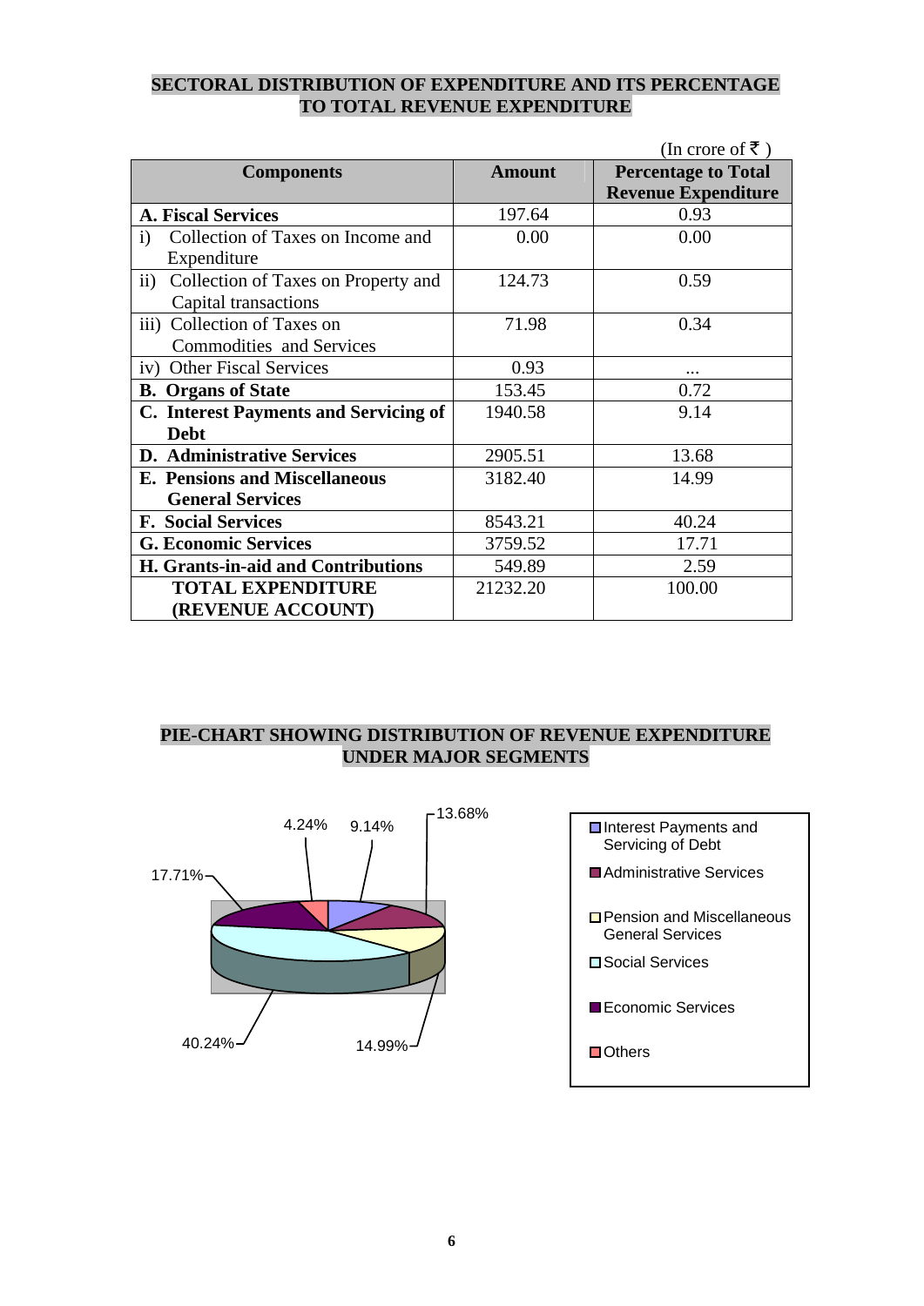## SECTORAL DISTRIBUTION OF EXPENDITURE AND ITS PERCENTAGE TO TOTAL REVENUE EXPENDITURE

(In crore of ₹ )

| Components | Amount | Percentage to Total Revenue Expenditure |
|---|---|---|
| **A. Fiscal Services** | 197.64 | 0.93 |
| i) Collection of Taxes on Income and Expenditure | 0.00 | 0.00 |
| ii) Collection of Taxes on Property and Capital transactions | 124.73 | 0.59 |
| iii) Collection of Taxes on Commodities and Services | 71.98 | 0.34 |
| iv) Other Fiscal Services | 0.93 | ... |
| **B. Organs of State** | 153.45 | 0.72 |
| **C. Interest Payments and Servicing of Debt** | 1940.58 | 9.14 |
| **D. Administrative Services** | 2905.51 | 13.68 |
| **E. Pensions and Miscellaneous General Services** | 3182.40 | 14.99 |
| **F. Social Services** | 8543.21 | 40.24 |
| **G. Economic Services** | 3759.52 | 17.71 |
| **H. Grants-in-aid and Contributions** | 549.89 | 2.59 |
| **TOTAL EXPENDITURE (REVENUE ACCOUNT)** | 21232.20 | 100.00 |

## PIE-CHART SHOWING DISTRIBUTION OF REVENUE EXPENDITURE UNDER MAJOR SEGMENTS

| Segment | Percentage |
|---|---|
| Interest Payments and Servicing of Debt | 9.14% |
| Administrative Services | 13.68% |
| Pension and Miscellaneous General Services | 14.99% |
| Social Services | 40.24% |
| Economic Services | 17.71% |
| Others | 4.24% |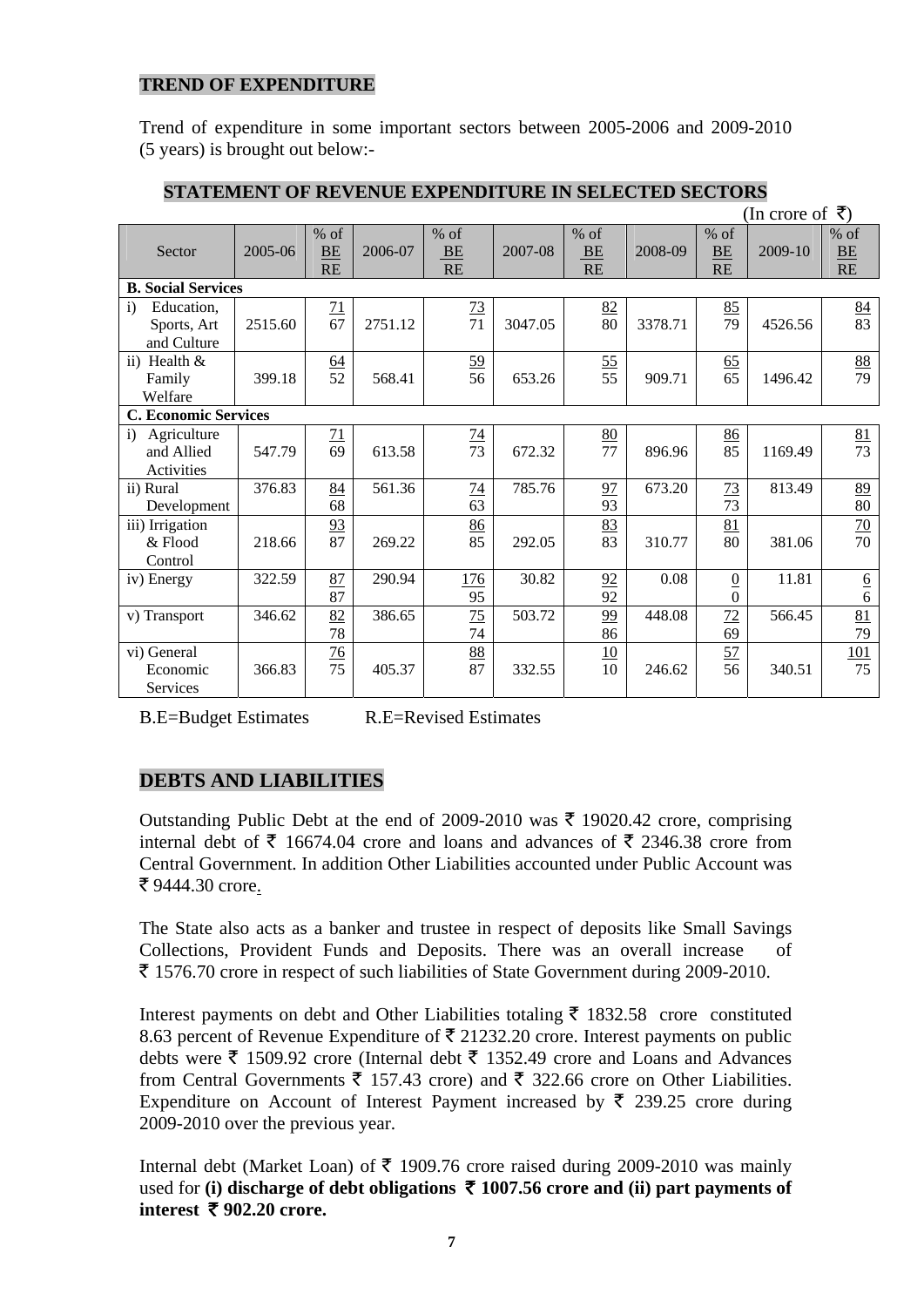## TREND OF EXPENDITURE

Trend of expenditure in some important sectors between 2005-2006 and 2009-2010 (5 years) is brought out below:-

### STATEMENT OF REVENUE EXPENDITURE IN SELECTED SECTORS

(In crore of ₹)

| Sector | 2005-06 | % of BE/RE | 2006-07 | % of BE/RE | 2007-08 | % of BE/RE | 2008-09 | % of BE/RE | 2009-10 | % of BE/RE |
|---|---|---|---|---|---|---|---|---|---|---|
| **B. Social Services** | | | | | | | | | | |
| i) Education, Sports, Art and Culture | 2515.60 | 71/67 | 2751.12 | 73/71 | 3047.05 | 82/80 | 3378.71 | 85/79 | 4526.56 | 84/83 |
| ii) Health & Family Welfare | 399.18 | 64/52 | 568.41 | 59/56 | 653.26 | 55/55 | 909.71 | 65/65 | 1496.42 | 88/79 |
| **C. Economic Services** | | | | | | | | | | |
| i) Agriculture and Allied Activities | 547.79 | 71/69 | 613.58 | 74/73 | 672.32 | 80/77 | 896.96 | 86/85 | 1169.49 | 81/73 |
| ii) Rural Development | 376.83 | 84/68 | 561.36 | 74/63 | 785.76 | 97/93 | 673.20 | 73/73 | 813.49 | 89/80 |
| iii) Irrigation & Flood Control | 218.66 | 93/87 | 269.22 | 86/85 | 292.05 | 83/83 | 310.77 | 81/80 | 381.06 | 70/70 |
| iv) Energy | 322.59 | 87/87 | 290.94 | 176/95 | 30.82 | 92/92 | 0.08 | 0/0 | 11.81 | 6/6 |
| v) Transport | 346.62 | 82/78 | 386.65 | 75/74 | 503.72 | 99/86 | 448.08 | 72/69 | 566.45 | 81/79 |
| vi) General Economic Services | 366.83 | 76/75 | 405.37 | 88/87 | 332.55 | 10/10 | 246.62 | 57/56 | 340.51 | 101/75 |

B.E=Budget Estimates R.E=Revised Estimates

## DEBTS AND LIABILITIES

Outstanding Public Debt at the end of 2009-2010 was ₹ 19020.42 crore, comprising internal debt of ₹ 16674.04 crore and loans and advances of ₹ 2346.38 crore from Central Government. In addition Other Liabilities accounted under Public Account was ₹ 9444.30 crore.

The State also acts as a banker and trustee in respect of deposits like Small Savings Collections, Provident Funds and Deposits. There was an overall increase of ₹ 1576.70 crore in respect of such liabilities of State Government during 2009-2010.

Interest payments on debt and Other Liabilities totaling ₹ 1832.58 crore constituted 8.63 percent of Revenue Expenditure of ₹ 21232.20 crore. Interest payments on public debts were ₹ 1509.92 crore (Internal debt ₹ 1352.49 crore and Loans and Advances from Central Governments ₹ 157.43 crore) and ₹ 322.66 crore on Other Liabilities. Expenditure on Account of Interest Payment increased by ₹ 239.25 crore during 2009-2010 over the previous year.

Internal debt (Market Loan) of ₹ 1909.76 crore raised during 2009-2010 was mainly used for **(i) discharge of debt obligations ₹ 1007.56 crore and (ii) part payments of interest ₹ 902.20 crore.**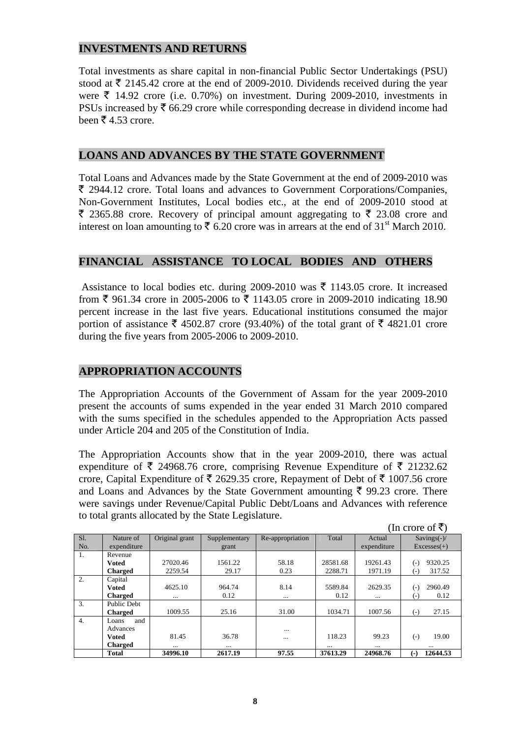## INVESTMENTS AND RETURNS

Total investments as share capital in non-financial Public Sector Undertakings (PSU) stood at ₹ 2145.42 crore at the end of 2009-2010. Dividends received during the year were ₹ 14.92 crore (i.e. 0.70%) on investment. During 2009-2010, investments in PSUs increased by ₹ 66.29 crore while corresponding decrease in dividend income had been ₹ 4.53 crore.

## LOANS AND ADVANCES BY THE STATE GOVERNMENT

Total Loans and Advances made by the State Government at the end of 2009-2010 was ₹ 2944.12 crore. Total loans and advances to Government Corporations/Companies, Non-Government Institutes, Local bodies etc., at the end of 2009-2010 stood at ₹ 2365.88 crore. Recovery of principal amount aggregating to ₹ 23.08 crore and interest on loan amounting to ₹ 6.20 crore was in arrears at the end of 31st March 2010.

## FINANCIAL ASSISTANCE TO LOCAL BODIES AND OTHERS

Assistance to local bodies etc. during 2009-2010 was ₹ 1143.05 crore. It increased from ₹ 961.34 crore in 2005-2006 to ₹ 1143.05 crore in 2009-2010 indicating 18.90 percent increase in the last five years. Educational institutions consumed the major portion of assistance ₹ 4502.87 crore (93.40%) of the total grant of ₹ 4821.01 crore during the five years from 2005-2006 to 2009-2010.

## APPROPRIATION ACCOUNTS

The Appropriation Accounts of the Government of Assam for the year 2009-2010 present the accounts of sums expended in the year ended 31 March 2010 compared with the sums specified in the schedules appended to the Appropriation Acts passed under Article 204 and 205 of the Constitution of India.

The Appropriation Accounts show that in the year 2009-2010, there was actual expenditure of ₹ 24968.76 crore, comprising Revenue Expenditure of ₹ 21232.62 crore, Capital Expenditure of ₹ 2629.35 crore, Repayment of Debt of ₹ 1007.56 crore and Loans and Advances by the State Government amounting ₹ 99.23 crore. There were savings under Revenue/Capital Public Debt/Loans and Advances with reference to total grants allocated by the State Legislature.

(In crore of ₹)

| Sl. No. | Nature of expenditure | Original grant | Supplementary grant | Re-appropriation | Total | Actual expenditure | Savings(-)/ Excesses(+) |
|---|---|---|---|---|---|---|---|
| 1. | Revenue | | | | | | |
| | **Voted** | 27020.46 | 1561.22 | 58.18 | 28581.68 | 19261.43 | (-) 9320.25 |
| | **Charged** | 2259.54 | 29.17 | 0.23 | 2288.71 | 1971.19 | (-) 317.52 |
| 2. | Capital | | | | | | |
| | **Voted** | 4625.10 | 964.74 | 8.14 | 5589.84 | 2629.35 | (-) 2960.49 |
| | **Charged** | ... | 0.12 | ... | 0.12 | ... | (-) 0.12 |
| 3. | Public Debt | | | | | | |
| | **Charged** | 1009.55 | 25.16 | 31.00 | 1034.71 | 1007.56 | (-) 27.15 |
| 4. | Loans and Advances | | | | | | |
| | **Voted** | 81.45 | 36.78 | ... | 118.23 | 99.23 | (-) 19.00 |
| | **Charged** | ... | ... | ... | ... | ... | ... |
| | **Total** | **34996.10** | **2617.19** | **97.55** | **37613.29** | **24968.76** | **(-) 12644.53** |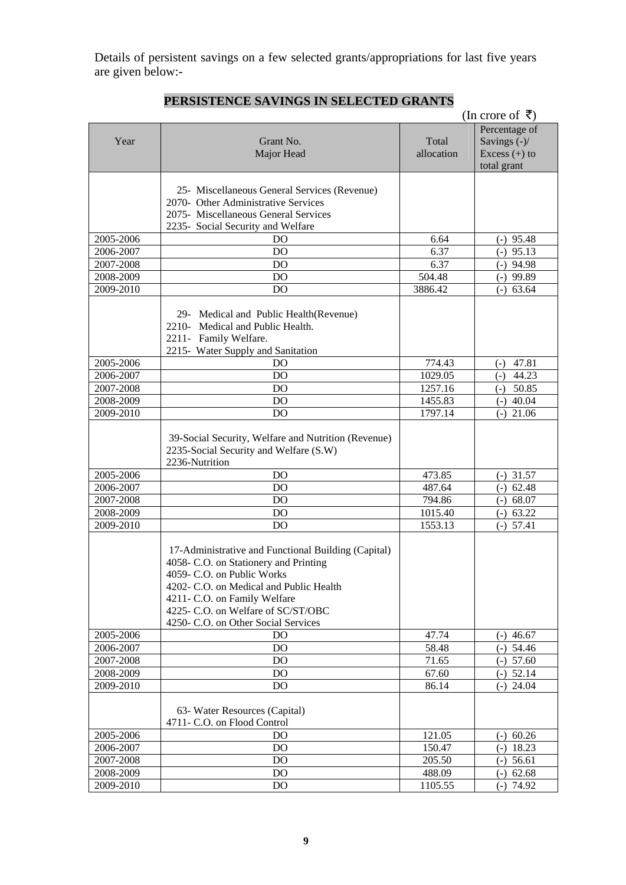Details of persistent savings on a few selected grants/appropriations for last five years are given below:-

## PERSISTENCE SAVINGS IN SELECTED GRANTS

(In crore of ₹)

| Year | Grant No. Major Head | Total allocation | Percentage of Savings (-)/ Excess (+) to total grant |
|---|---|---|---|
| | 25- Miscellaneous General Services (Revenue) 2070- Other Administrative Services 2075- Miscellaneous General Services 2235- Social Security and Welfare | | |
| 2005-2006 | DO | 6.64 | (-) 95.48 |
| 2006-2007 | DO | 6.37 | (-) 95.13 |
| 2007-2008 | DO | 6.37 | (-) 94.98 |
| 2008-2009 | DO | 504.48 | (-) 99.89 |
| 2009-2010 | DO | 3886.42 | (-) 63.64 |
| | 29- Medical and Public Health(Revenue) 2210- Medical and Public Health. 2211- Family Welfare. 2215- Water Supply and Sanitation | | |
| 2005-2006 | DO | 774.43 | (-) 47.81 |
| 2006-2007 | DO | 1029.05 | (-) 44.23 |
| 2007-2008 | DO | 1257.16 | (-) 50.85 |
| 2008-2009 | DO | 1455.83 | (-) 40.04 |
| 2009-2010 | DO | 1797.14 | (-) 21.06 |
| | 39-Social Security, Welfare and Nutrition (Revenue) 2235-Social Security and Welfare (S.W) 2236-Nutrition | | |
| 2005-2006 | DO | 473.85 | (-) 31.57 |
| 2006-2007 | DO | 487.64 | (-) 62.48 |
| 2007-2008 | DO | 794.86 | (-) 68.07 |
| 2008-2009 | DO | 1015.40 | (-) 63.22 |
| 2009-2010 | DO | 1553.13 | (-) 57.41 |
| | 17-Administrative and Functional Building (Capital) 4058- C.O. on Stationery and Printing 4059- C.O. on Public Works 4202- C.O. on Medical and Public Health 4211- C.O. on Family Welfare 4225- C.O. on Welfare of SC/ST/OBC 4250- C.O. on Other Social Services | | |
| 2005-2006 | DO | 47.74 | (-) 46.67 |
| 2006-2007 | DO | 58.48 | (-) 54.46 |
| 2007-2008 | DO | 71.65 | (-) 57.60 |
| 2008-2009 | DO | 67.60 | (-) 52.14 |
| 2009-2010 | DO | 86.14 | (-) 24.04 |
| | 63- Water Resources (Capital) 4711- C.O. on Flood Control | | |
| 2005-2006 | DO | 121.05 | (-) 60.26 |
| 2006-2007 | DO | 150.47 | (-) 18.23 |
| 2007-2008 | DO | 205.50 | (-) 56.61 |
| 2008-2009 | DO | 488.09 | (-) 62.68 |
| 2009-2010 | DO | 1105.55 | (-) 74.92 |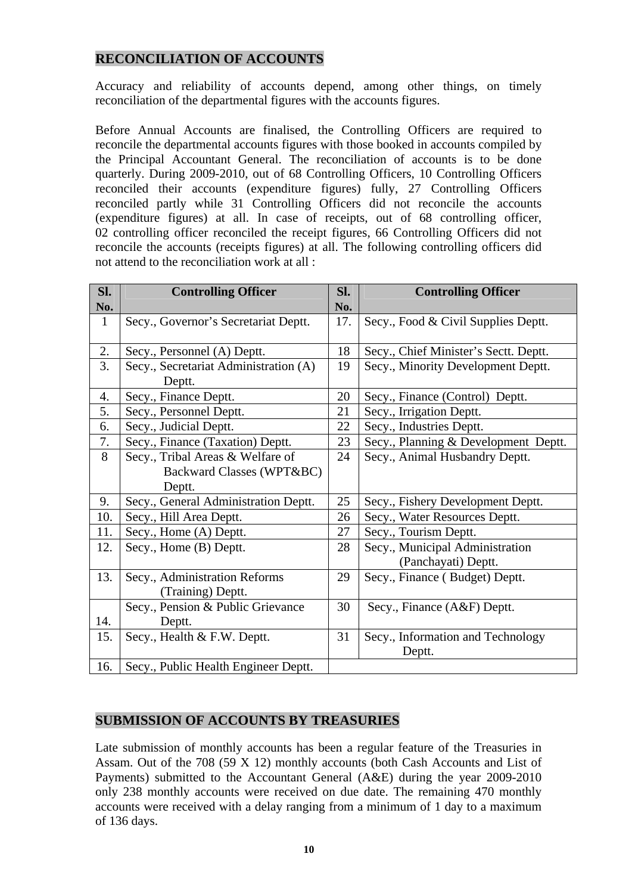## RECONCILIATION OF ACCOUNTS

Accuracy and reliability of accounts depend, among other things, on timely reconciliation of the departmental figures with the accounts figures.

Before Annual Accounts are finalised, the Controlling Officers are required to reconcile the departmental accounts figures with those booked in accounts compiled by the Principal Accountant General. The reconciliation of accounts is to be done quarterly. During 2009-2010, out of 68 Controlling Officers, 10 Controlling Officers reconciled their accounts (expenditure figures) fully, 27 Controlling Officers reconciled partly while 31 Controlling Officers did not reconcile the accounts (expenditure figures) at all. In case of receipts, out of 68 controlling officer, 02 controlling officer reconciled the receipt figures, 66 Controlling Officers did not reconcile the accounts (receipts figures) at all. The following controlling officers did not attend to the reconciliation work at all :

| Sl. No. | Controlling Officer | Sl. No. | Controlling Officer |
|---|---|---|---|
| 1 | Secy., Governor's Secretariat Deptt. | 17. | Secy., Food & Civil Supplies Deptt. |
| 2. | Secy., Personnel (A) Deptt. | 18 | Secy., Chief Minister's Sectt. Deptt. |
| 3. | Secy., Secretariat Administration (A) Deptt. | 19 | Secy., Minority Development Deptt. |
| 4. | Secy., Finance Deptt. | 20 | Secy., Finance (Control) Deptt. |
| 5. | Secy., Personnel Deptt. | 21 | Secy., Irrigation Deptt. |
| 6. | Secy., Judicial Deptt. | 22 | Secy., Industries Deptt. |
| 7. | Secy., Finance (Taxation) Deptt. | 23 | Secy., Planning & Development Deptt. |
| 8 | Secy., Tribal Areas & Welfare of Backward Classes (WPT&BC) Deptt. | 24 | Secy., Animal Husbandry Deptt. |
| 9. | Secy., General Administration Deptt. | 25 | Secy., Fishery Development Deptt. |
| 10. | Secy., Hill Area Deptt. | 26 | Secy., Water Resources Deptt. |
| 11. | Secy., Home (A) Deptt. | 27 | Secy., Tourism Deptt. |
| 12. | Secy., Home (B) Deptt. | 28 | Secy., Municipal Administration (Panchayati) Deptt. |
| 13. | Secy., Administration Reforms (Training) Deptt. | 29 | Secy., Finance ( Budget) Deptt. |
| 14. | Secy., Pension & Public Grievance Deptt. | 30 | Secy., Finance (A&F) Deptt. |
| 15. | Secy., Health & F.W. Deptt. | 31 | Secy., Information and Technology Deptt. |
| 16. | Secy., Public Health Engineer Deptt. | | |

## SUBMISSION OF ACCOUNTS BY TREASURIES

Late submission of monthly accounts has been a regular feature of the Treasuries in Assam. Out of the 708 (59 X 12) monthly accounts (both Cash Accounts and List of Payments) submitted to the Accountant General (A&E) during the year 2009-2010 only 238 monthly accounts were received on due date. The remaining 470 monthly accounts were received with a delay ranging from a minimum of 1 day to a maximum of 136 days.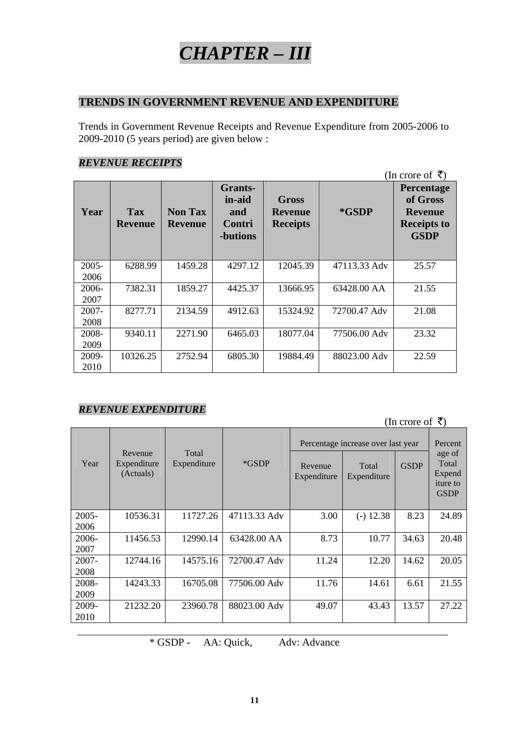# *CHAPTER – III*

## TRENDS IN GOVERNMENT REVENUE AND EXPENDITURE

Trends in Government Revenue Receipts and Revenue Expenditure from 2005-2006 to 2009-2010 (5 years period) are given below :

### *REVENUE RECEIPTS*

(In crore of ₹)

| Year | Tax Revenue | Non Tax Revenue | Grants-in-aid and Contri-butions | Gross Revenue Receipts | *GSDP | Percentage of Gross Revenue Receipts to GSDP |
|---|---|---|---|---|---|---|
| 2005-2006 | 6288.99 | 1459.28 | 4297.12 | 12045.39 | 47113.33 Adv | 25.57 |
| 2006-2007 | 7382.31 | 1859.27 | 4425.37 | 13666.95 | 63428.00 AA | 21.55 |
| 2007-2008 | 8277.71 | 2134.59 | 4912.63 | 15324.92 | 72700.47 Adv | 21.08 |
| 2008-2009 | 9340.11 | 2271.90 | 6465.03 | 18077.04 | 77506.00 Adv | 23.32 |
| 2009-2010 | 10326.25 | 2752.94 | 6805.30 | 19884.49 | 88023.00 Adv | 22.59 |

### *REVENUE EXPENDITURE*

(In crore of ₹)

| Year | Revenue Expenditure (Actuals) | Total Expenditure | *GSDP | Percentage increase over last year | | | Percentage of Total Expenditure to GSDP |
|---|---|---|---|---|---|---|---|
| | | | | Revenue Expenditure | Total Expenditure | GSDP | |
| 2005-2006 | 10536.31 | 11727.26 | 47113.33 Adv | 3.00 | (-) 12.38 | 8.23 | 24.89 |
| 2006-2007 | 11456.53 | 12990.14 | 63428.00 AA | 8.73 | 10.77 | 34.63 | 20.48 |
| 2007-2008 | 12744.16 | 14575.16 | 72700.47 Adv | 11.24 | 12.20 | 14.62 | 20.05 |
| 2008-2009 | 14243.33 | 16705.08 | 77506.00 Adv | 11.76 | 14.61 | 6.61 | 21.55 |
| 2009-2010 | 21232.20 | 23960.78 | 88023.00 Adv | 49.07 | 43.43 | 13.57 | 27.22 |

\* GSDP - AA: Quick, Adv: Advance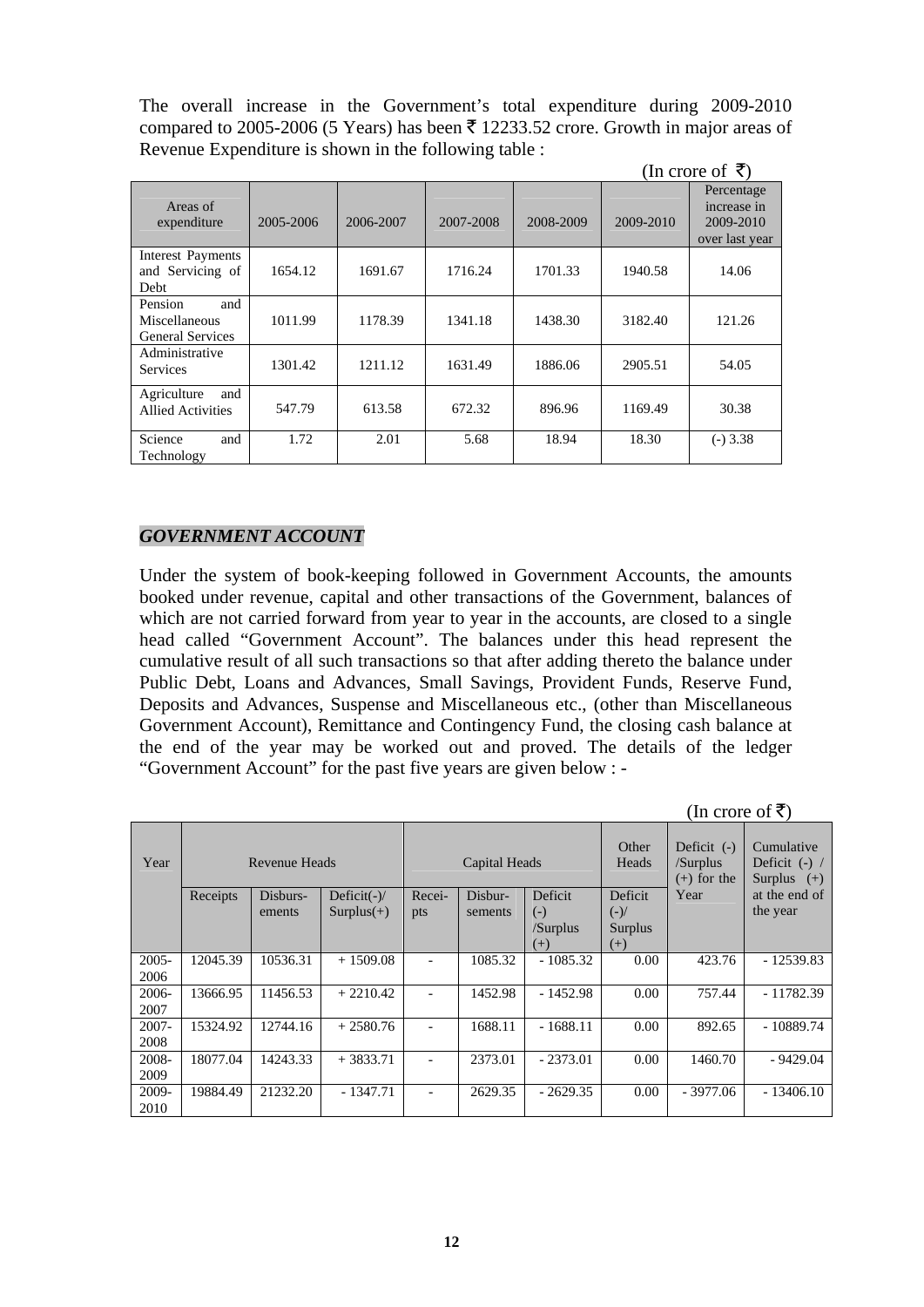The overall increase in the Government's total expenditure during 2009-2010 compared to 2005-2006 (5 Years) has been ₹ 12233.52 crore. Growth in major areas of Revenue Expenditure is shown in the following table :

(In crore of ₹)

| Areas of expenditure | 2005-2006 | 2006-2007 | 2007-2008 | 2008-2009 | 2009-2010 | Percentage increase in 2009-2010 over last year |
|---|---|---|---|---|---|---|
| Interest Payments and Servicing of Debt | 1654.12 | 1691.67 | 1716.24 | 1701.33 | 1940.58 | 14.06 |
| Pension and Miscellaneous General Services | 1011.99 | 1178.39 | 1341.18 | 1438.30 | 3182.40 | 121.26 |
| Administrative Services | 1301.42 | 1211.12 | 1631.49 | 1886.06 | 2905.51 | 54.05 |
| Agriculture and Allied Activities | 547.79 | 613.58 | 672.32 | 896.96 | 1169.49 | 30.38 |
| Science and Technology | 1.72 | 2.01 | 5.68 | 18.94 | 18.30 | (-) 3.38 |

## *GOVERNMENT ACCOUNT*

Under the system of book-keeping followed in Government Accounts, the amounts booked under revenue, capital and other transactions of the Government, balances of which are not carried forward from year to year in the accounts, are closed to a single head called "Government Account". The balances under this head represent the cumulative result of all such transactions so that after adding thereto the balance under Public Debt, Loans and Advances, Small Savings, Provident Funds, Reserve Fund, Deposits and Advances, Suspense and Miscellaneous etc., (other than Miscellaneous Government Account), Remittance and Contingency Fund, the closing cash balance at the end of the year may be worked out and proved. The details of the ledger "Government Account" for the past five years are given below : -

(In crore of ₹)

| Year | Revenue Heads | | | Capital Heads | | | Other Heads | Deficit (-) /Surplus (+) for the Year | Cumulative Deficit (-) / Surplus (+) at the end of the year |
|---|---|---|---|---|---|---|---|---|---|
| | Receipts | Disburs-ements | Deficit(-)/ Surplus(+) | Recei-pts | Disbur-sements | Deficit (-) /Surplus (+) | Deficit (-)/ Surplus (+) | | |
| 2005-2006 | 12045.39 | 10536.31 | + 1509.08 | - | 1085.32 | - 1085.32 | 0.00 | 423.76 | - 12539.83 |
| 2006-2007 | 13666.95 | 11456.53 | + 2210.42 | - | 1452.98 | - 1452.98 | 0.00 | 757.44 | - 11782.39 |
| 2007-2008 | 15324.92 | 12744.16 | + 2580.76 | - | 1688.11 | - 1688.11 | 0.00 | 892.65 | - 10889.74 |
| 2008-2009 | 18077.04 | 14243.33 | + 3833.71 | - | 2373.01 | - 2373.01 | 0.00 | 1460.70 | - 9429.04 |
| 2009-2010 | 19884.49 | 21232.20 | - 1347.71 | - | 2629.35 | - 2629.35 | 0.00 | - 3977.06 | - 13406.10 |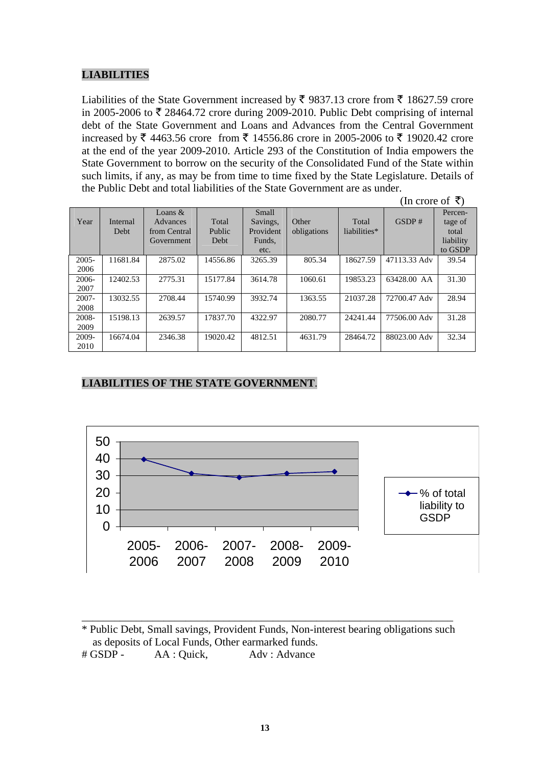## LIABILITIES

Liabilities of the State Government increased by ₹ 9837.13 crore from ₹ 18627.59 crore in 2005-2006 to ₹ 28464.72 crore during 2009-2010. Public Debt comprising of internal debt of the State Government and Loans and Advances from the Central Government increased by ₹ 4463.56 crore from ₹ 14556.86 crore in 2005-2006 to ₹ 19020.42 crore at the end of the year 2009-2010. Article 293 of the Constitution of India empowers the State Government to borrow on the security of the Consolidated Fund of the State within such limits, if any, as may be from time to time fixed by the State Legislature. Details of the Public Debt and total liabilities of the State Government are as under.

(In crore of ₹)

| Year | Internal Debt | Loans & Advances from Central Government | Total Public Debt | Small Savings, Provident Funds, etc. | Other obligations | Total liabilities* | GSDP # | Percen-tage of total liability to GSDP |
|---|---|---|---|---|---|---|---|---|
| 2005-2006 | 11681.84 | 2875.02 | 14556.86 | 3265.39 | 805.34 | 18627.59 | 47113.33 Adv | 39.54 |
| 2006-2007 | 12402.53 | 2775.31 | 15177.84 | 3614.78 | 1060.61 | 19853.23 | 63428.00 AA | 31.30 |
| 2007-2008 | 13032.55 | 2708.44 | 15740.99 | 3932.74 | 1363.55 | 21037.28 | 72700.47 Adv | 28.94 |
| 2008-2009 | 15198.13 | 2639.57 | 17837.70 | 4322.97 | 2080.77 | 24241.44 | 77506.00 Adv | 31.28 |
| 2009-2010 | 16674.04 | 2346.38 | 19020.42 | 4812.51 | 4631.79 | 28464.72 | 88023.00 Adv | 32.34 |

## LIABILITIES OF THE STATE GOVERNMENT.

---

* Public Debt, Small savings, Provident Funds, Non-interest bearing obligations such as deposits of Local Funds, Other earmarked funds.

# GSDP - AA : Quick, Adv : Advance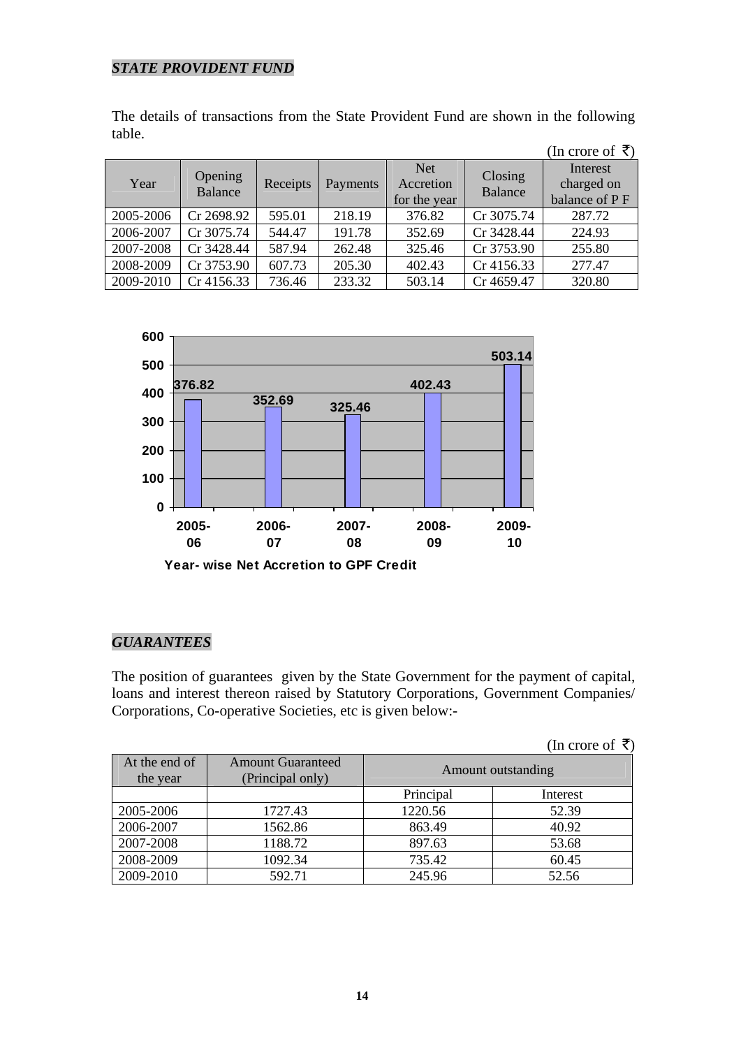## *STATE PROVIDENT FUND*

The details of transactions from the State Provident Fund are shown in the following table.

(In crore of ₹)

| Year | Opening Balance | Receipts | Payments | Net Accretion for the year | Closing Balance | Interest charged on balance of P F |
|---|---|---|---|---|---|---|
| 2005-2006 | Cr 2698.92 | 595.01 | 218.19 | 376.82 | Cr 3075.74 | 287.72 |
| 2006-2007 | Cr 3075.74 | 544.47 | 191.78 | 352.69 | Cr 3428.44 | 224.93 |
| 2007-2008 | Cr 3428.44 | 587.94 | 262.48 | 325.46 | Cr 3753.90 | 255.80 |
| 2008-2009 | Cr 3753.90 | 607.73 | 205.30 | 402.43 | Cr 4156.33 | 277.47 |
| 2009-2010 | Cr 4156.33 | 736.46 | 233.32 | 503.14 | Cr 4659.47 | 320.80 |

| Year | Net Accretion |
|---|---|
| 2005-06 | 376.82 |
| 2006-07 | 352.69 |
| 2007-08 | 325.46 |
| 2008-09 | 402.43 |
| 2009-10 | 503.14 |

**Year- wise Net Accretion to GPF Credit**

## *GUARANTEES*

The position of guarantees given by the State Government for the payment of capital, loans and interest thereon raised by Statutory Corporations, Government Companies/ Corporations, Co-operative Societies, etc is given below:-

(In crore of ₹)

| At the end of the year | Amount Guaranteed (Principal only) | Amount outstanding | |
|---|---|---|---|
| | | Principal | Interest |
| 2005-2006 | 1727.43 | 1220.56 | 52.39 |
| 2006-2007 | 1562.86 | 863.49 | 40.92 |
| 2007-2008 | 1188.72 | 897.63 | 53.68 |
| 2008-2009 | 1092.34 | 735.42 | 60.45 |
| 2009-2010 | 592.71 | 245.96 | 52.56 |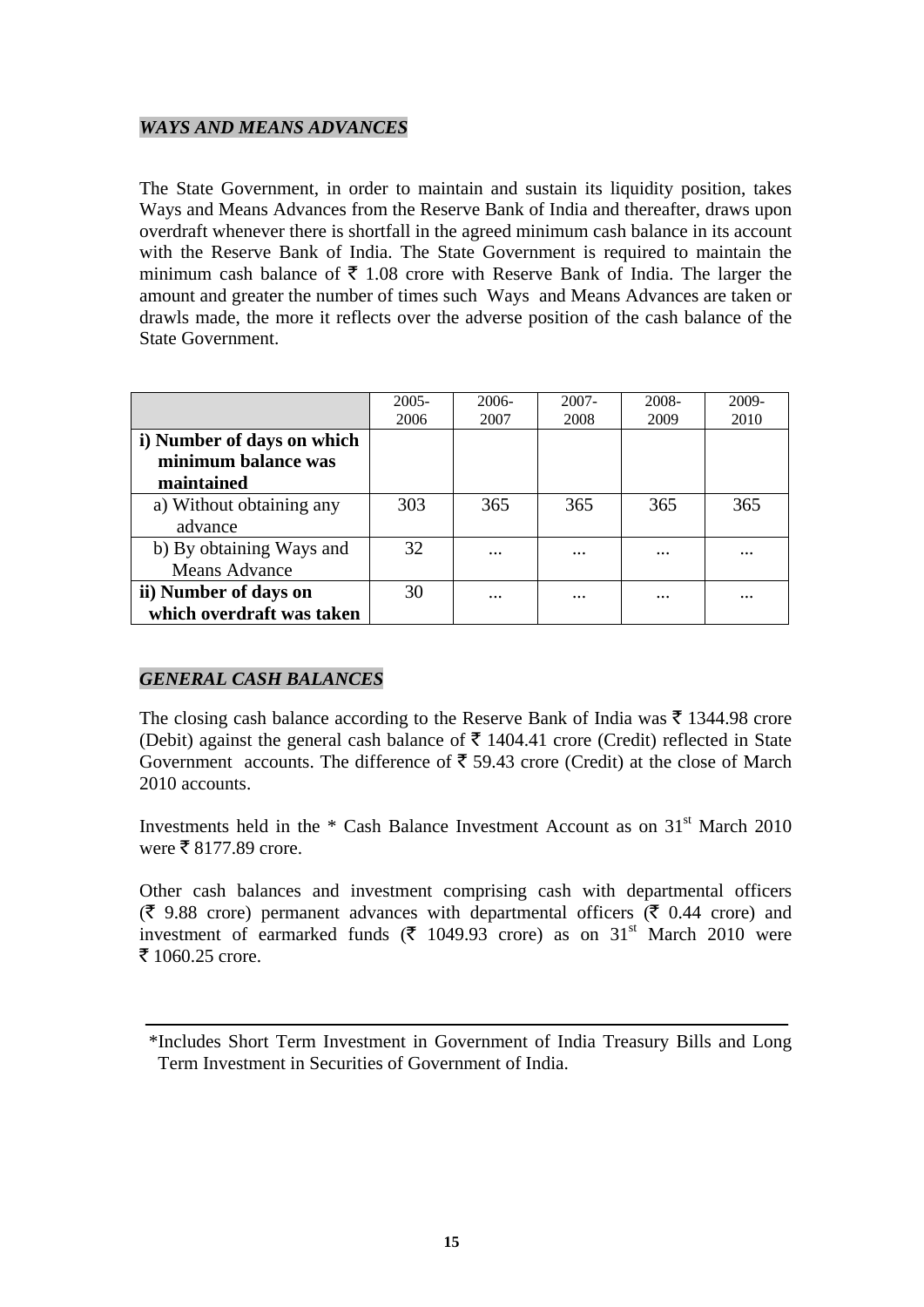## *WAYS AND MEANS ADVANCES*

The State Government, in order to maintain and sustain its liquidity position, takes Ways and Means Advances from the Reserve Bank of India and thereafter, draws upon overdraft whenever there is shortfall in the agreed minimum cash balance in its account with the Reserve Bank of India. The State Government is required to maintain the minimum cash balance of ₹ 1.08 crore with Reserve Bank of India. The larger the amount and greater the number of times such Ways and Means Advances are taken or drawls made, the more it reflects over the adverse position of the cash balance of the State Government.

| | 2005-2006 | 2006-2007 | 2007-2008 | 2008-2009 | 2009-2010 |
|---|---|---|---|---|---|
| **i) Number of days on which minimum balance was maintained** | | | | | |
| a) Without obtaining any advance | 303 | 365 | 365 | 365 | 365 |
| b) By obtaining Ways and Means Advance | 32 | ... | ... | ... | ... |
| **ii) Number of days on which overdraft was taken** | 30 | ... | ... | ... | ... |

## *GENERAL CASH BALANCES*

The closing cash balance according to the Reserve Bank of India was ₹ 1344.98 crore (Debit) against the general cash balance of ₹ 1404.41 crore (Credit) reflected in State Government accounts. The difference of ₹ 59.43 crore (Credit) at the close of March 2010 accounts.

Investments held in the * Cash Balance Investment Account as on 31st March 2010 were ₹ 8177.89 crore.

Other cash balances and investment comprising cash with departmental officers (₹ 9.88 crore) permanent advances with departmental officers (₹ 0.44 crore) and investment of earmarked funds (₹ 1049.93 crore) as on 31st March 2010 were ₹ 1060.25 crore.

---

*Includes Short Term Investment in Government of India Treasury Bills and Long Term Investment in Securities of Government of India.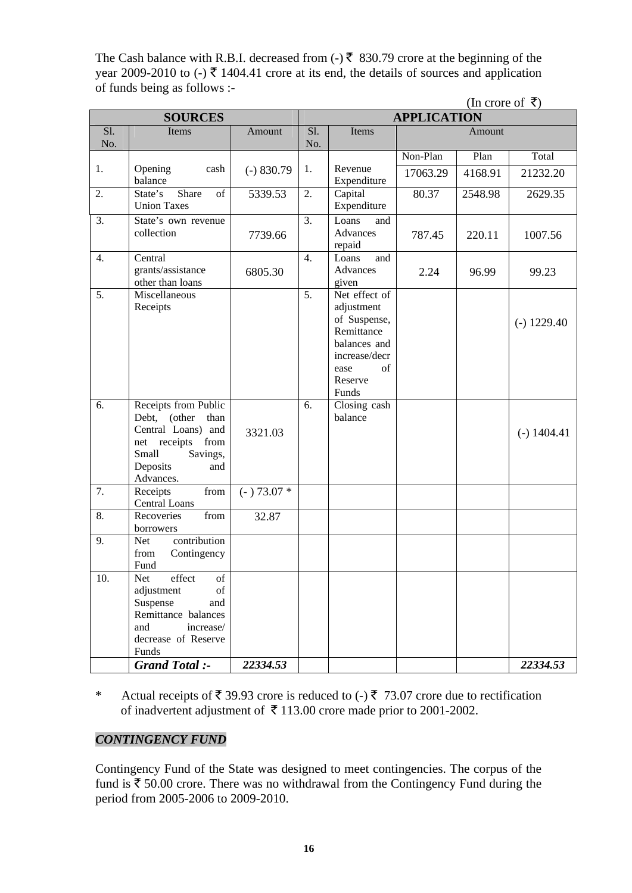The Cash balance with R.B.I. decreased from (-) ₹ 830.79 crore at the beginning of the year 2009-2010 to (-) ₹ 1404.41 crore at its end, the details of sources and application of funds being as follows :-

(In crore of ₹)

| SOURCES | | | APPLICATION | | | | |
|---|---|---|---|---|---|---|---|
| Sl. No. | Items | Amount | Sl. No. | Items | Amount | | |
| | | | | | Non-Plan | Plan | Total |
| 1. | Opening cash balance | (-) 830.79 | 1. | Revenue Expenditure | 17063.29 | 4168.91 | 21232.20 |
| 2. | State's Share of Union Taxes | 5339.53 | 2. | Capital Expenditure | 80.37 | 2548.98 | 2629.35 |
| 3. | State's own revenue collection | 7739.66 | 3. | Loans and Advances repaid | 787.45 | 220.11 | 1007.56 |
| 4. | Central grants/assistance other than loans | 6805.30 | 4. | Loans and Advances given | 2.24 | 96.99 | 99.23 |
| 5. | Miscellaneous Receipts | | 5. | Net effect of adjustment of Suspense, Remittance balances and increase/decrease of Reserve Funds | | | (-) 1229.40 |
| 6. | Receipts from Public Debt, (other than Central Loans) and net receipts from Small Savings, Deposits and Advances. | 3321.03 | 6. | Closing cash balance | | | (-) 1404.41 |
| 7. | Receipts from Central Loans | (- ) 73.07 * | | | | | |
| 8. | Recoveries from borrowers | 32.87 | | | | | |
| 9. | Net contribution from Contingency Fund | | | | | | |
| 10. | Net effect of adjustment of Suspense and Remittance balances and increase/ decrease of Reserve Funds | | | | | | |
| | ***Grand Total :-*** | ***22334.53*** | | | | | ***22334.53*** |

\* Actual receipts of ₹ 39.93 crore is reduced to (-) ₹ 73.07 crore due to rectification of inadvertent adjustment of ₹ 113.00 crore made prior to 2001-2002.

### *CONTINGENCY FUND*

Contingency Fund of the State was designed to meet contingencies. The corpus of the fund is ₹ 50.00 crore. There was no withdrawal from the Contingency Fund during the period from 2005-2006 to 2009-2010.